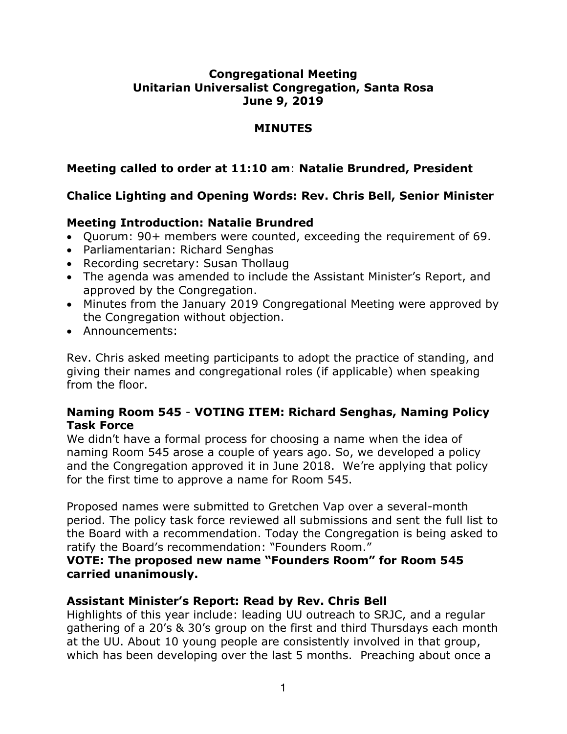# Congregational Meeting
# Unitarian Universalist Congregation, Santa Rosa
# June 9, 2019

## MINUTES

### Meeting called to order at 11:10 am: Natalie Brundred, President

### Chalice Lighting and Opening Words: Rev. Chris Bell, Senior Minister

### Meeting Introduction: Natalie Brundred

- Quorum: 90+ members were counted, exceeding the requirement of 69.
- Parliamentarian: Richard Senghas
- Recording secretary: Susan Thollaug
- The agenda was amended to include the Assistant Minister's Report, and approved by the Congregation.
- Minutes from the January 2019 Congregational Meeting were approved by the Congregation without objection.
- Announcements:

Rev. Chris asked meeting participants to adopt the practice of standing, and giving their names and congregational roles (if applicable) when speaking from the floor.

### Naming Room 545 - VOTING ITEM: Richard Senghas, Naming Policy Task Force

We didn't have a formal process for choosing a name when the idea of naming Room 545 arose a couple of years ago. So, we developed a policy and the Congregation approved it in June 2018. We're applying that policy for the first time to approve a name for Room 545.

Proposed names were submitted to Gretchen Vap over a several-month period. The policy task force reviewed all submissions and sent the full list to the Board with a recommendation. Today the Congregation is being asked to ratify the Board's recommendation: "Founders Room."

**VOTE: The proposed new name "Founders Room" for Room 545 carried unanimously.**

### Assistant Minister's Report: Read by Rev. Chris Bell

Highlights of this year include: leading UU outreach to SRJC, and a regular gathering of a 20's & 30's group on the first and third Thursdays each month at the UU. About 10 young people are consistently involved in that group, which has been developing over the last 5 months. Preaching about once a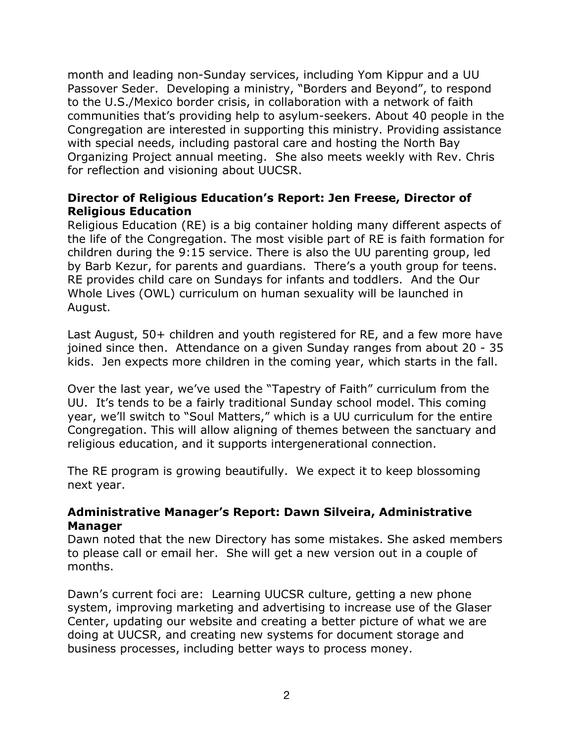month and leading non-Sunday services, including Yom Kippur and a UU Passover Seder. Developing a ministry, "Borders and Beyond", to respond to the U.S./Mexico border crisis, in collaboration with a network of faith communities that's providing help to asylum-seekers. About 40 people in the Congregation are interested in supporting this ministry. Providing assistance with special needs, including pastoral care and hosting the North Bay Organizing Project annual meeting. She also meets weekly with Rev. Chris for reflection and visioning about UUCSR.

**Director of Religious Education's Report: Jen Freese, Director of Religious Education**

Religious Education (RE) is a big container holding many different aspects of the life of the Congregation. The most visible part of RE is faith formation for children during the 9:15 service. There is also the UU parenting group, led by Barb Kezur, for parents and guardians. There's a youth group for teens. RE provides child care on Sundays for infants and toddlers. And the Our Whole Lives (OWL) curriculum on human sexuality will be launched in August.

Last August, 50+ children and youth registered for RE, and a few more have joined since then. Attendance on a given Sunday ranges from about 20 - 35 kids. Jen expects more children in the coming year, which starts in the fall.

Over the last year, we've used the "Tapestry of Faith" curriculum from the UU. It's tends to be a fairly traditional Sunday school model. This coming year, we'll switch to "Soul Matters," which is a UU curriculum for the entire Congregation. This will allow aligning of themes between the sanctuary and religious education, and it supports intergenerational connection.

The RE program is growing beautifully. We expect it to keep blossoming next year.

**Administrative Manager's Report: Dawn Silveira, Administrative Manager**

Dawn noted that the new Directory has some mistakes. She asked members to please call or email her. She will get a new version out in a couple of months.

Dawn's current foci are: Learning UUCSR culture, getting a new phone system, improving marketing and advertising to increase use of the Glaser Center, updating our website and creating a better picture of what we are doing at UUCSR, and creating new systems for document storage and business processes, including better ways to process money.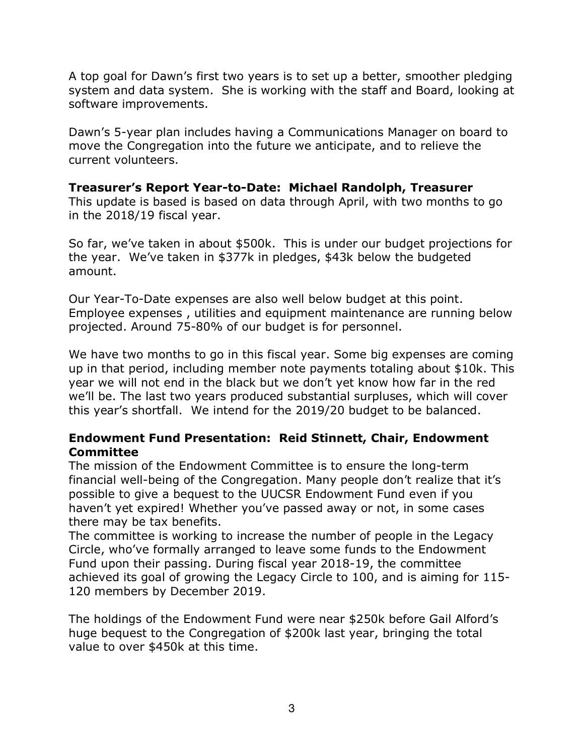A top goal for Dawn's first two years is to set up a better, smoother pledging system and data system. She is working with the staff and Board, looking at software improvements.

Dawn's 5-year plan includes having a Communications Manager on board to move the Congregation into the future we anticipate, and to relieve the current volunteers.

**Treasurer's Report Year-to-Date: Michael Randolph, Treasurer**
This update is based is based on data through April, with two months to go in the 2018/19 fiscal year.

So far, we've taken in about $500k. This is under our budget projections for the year. We've taken in $377k in pledges, $43k below the budgeted amount.

Our Year-To-Date expenses are also well below budget at this point. Employee expenses , utilities and equipment maintenance are running below projected. Around 75-80% of our budget is for personnel.

We have two months to go in this fiscal year. Some big expenses are coming up in that period, including member note payments totaling about $10k. This year we will not end in the black but we don't yet know how far in the red we'll be. The last two years produced substantial surpluses, which will cover this year's shortfall. We intend for the 2019/20 budget to be balanced.

**Endowment Fund Presentation: Reid Stinnett, Chair, Endowment Committee**
The mission of the Endowment Committee is to ensure the long-term financial well-being of the Congregation. Many people don't realize that it's possible to give a bequest to the UUCSR Endowment Fund even if you haven't yet expired! Whether you've passed away or not, in some cases there may be tax benefits.
The committee is working to increase the number of people in the Legacy Circle, who've formally arranged to leave some funds to the Endowment Fund upon their passing. During fiscal year 2018-19, the committee achieved its goal of growing the Legacy Circle to 100, and is aiming for 115-120 members by December 2019.

The holdings of the Endowment Fund were near $250k before Gail Alford's huge bequest to the Congregation of $200k last year, bringing the total value to over $450k at this time.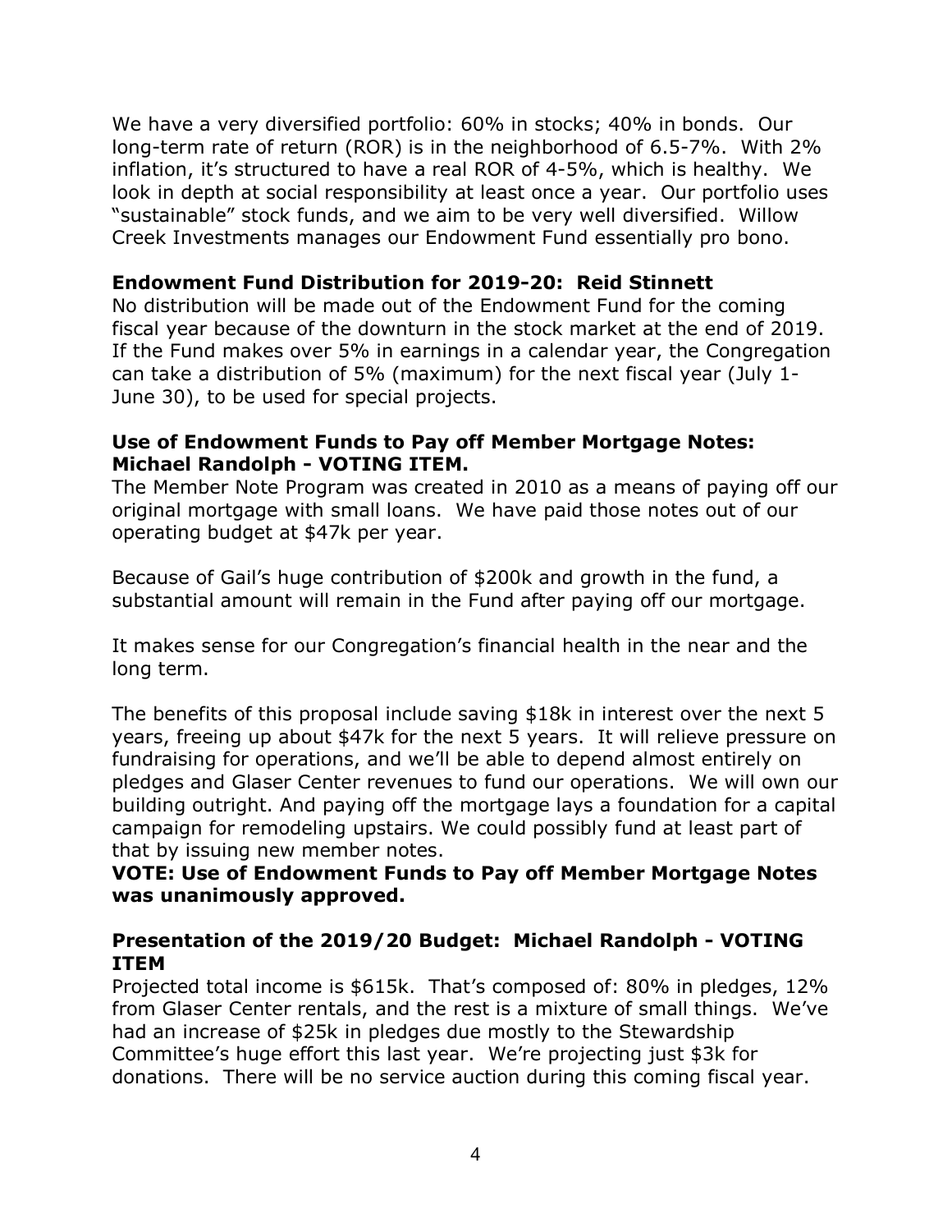We have a very diversified portfolio: 60% in stocks; 40% in bonds. Our long-term rate of return (ROR) is in the neighborhood of 6.5-7%. With 2% inflation, it's structured to have a real ROR of 4-5%, which is healthy. We look in depth at social responsibility at least once a year. Our portfolio uses "sustainable" stock funds, and we aim to be very well diversified. Willow Creek Investments manages our Endowment Fund essentially pro bono.

**Endowment Fund Distribution for 2019-20: Reid Stinnett**
No distribution will be made out of the Endowment Fund for the coming fiscal year because of the downturn in the stock market at the end of 2019. If the Fund makes over 5% in earnings in a calendar year, the Congregation can take a distribution of 5% (maximum) for the next fiscal year (July 1-June 30), to be used for special projects.

**Use of Endowment Funds to Pay off Member Mortgage Notes: Michael Randolph - VOTING ITEM.**
The Member Note Program was created in 2010 as a means of paying off our original mortgage with small loans. We have paid those notes out of our operating budget at $47k per year.

Because of Gail's huge contribution of $200k and growth in the fund, a substantial amount will remain in the Fund after paying off our mortgage.

It makes sense for our Congregation's financial health in the near and the long term.

The benefits of this proposal include saving $18k in interest over the next 5 years, freeing up about $47k for the next 5 years. It will relieve pressure on fundraising for operations, and we'll be able to depend almost entirely on pledges and Glaser Center revenues to fund our operations. We will own our building outright. And paying off the mortgage lays a foundation for a capital campaign for remodeling upstairs. We could possibly fund at least part of that by issuing new member notes.
**VOTE: Use of Endowment Funds to Pay off Member Mortgage Notes was unanimously approved.**

**Presentation of the 2019/20 Budget: Michael Randolph - VOTING ITEM**
Projected total income is $615k. That's composed of: 80% in pledges, 12% from Glaser Center rentals, and the rest is a mixture of small things. We've had an increase of $25k in pledges due mostly to the Stewardship Committee's huge effort this last year. We're projecting just $3k for donations. There will be no service auction during this coming fiscal year.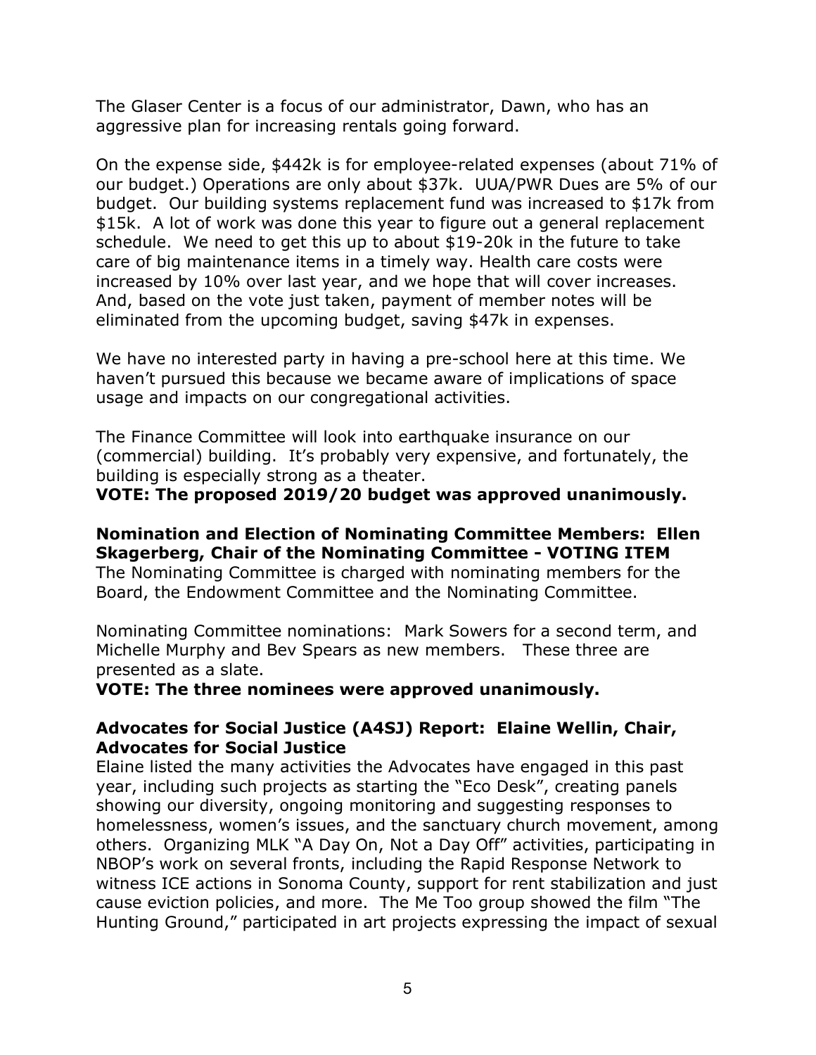The Glaser Center is a focus of our administrator, Dawn, who has an aggressive plan for increasing rentals going forward.

On the expense side, $442k is for employee-related expenses (about 71% of our budget.) Operations are only about $37k. UUA/PWR Dues are 5% of our budget. Our building systems replacement fund was increased to $17k from $15k. A lot of work was done this year to figure out a general replacement schedule. We need to get this up to about $19-20k in the future to take care of big maintenance items in a timely way. Health care costs were increased by 10% over last year, and we hope that will cover increases. And, based on the vote just taken, payment of member notes will be eliminated from the upcoming budget, saving $47k in expenses.

We have no interested party in having a pre-school here at this time. We haven't pursued this because we became aware of implications of space usage and impacts on our congregational activities.

The Finance Committee will look into earthquake insurance on our (commercial) building. It's probably very expensive, and fortunately, the building is especially strong as a theater.

**VOTE: The proposed 2019/20 budget was approved unanimously.**

**Nomination and Election of Nominating Committee Members: Ellen Skagerberg, Chair of the Nominating Committee - VOTING ITEM**

The Nominating Committee is charged with nominating members for the Board, the Endowment Committee and the Nominating Committee.

Nominating Committee nominations: Mark Sowers for a second term, and Michelle Murphy and Bev Spears as new members. These three are presented as a slate.

**VOTE: The three nominees were approved unanimously.**

**Advocates for Social Justice (A4SJ) Report: Elaine Wellin, Chair, Advocates for Social Justice**

Elaine listed the many activities the Advocates have engaged in this past year, including such projects as starting the "Eco Desk", creating panels showing our diversity, ongoing monitoring and suggesting responses to homelessness, women's issues, and the sanctuary church movement, among others. Organizing MLK "A Day On, Not a Day Off" activities, participating in NBOP's work on several fronts, including the Rapid Response Network to witness ICE actions in Sonoma County, support for rent stabilization and just cause eviction policies, and more. The Me Too group showed the film "The Hunting Ground," participated in art projects expressing the impact of sexual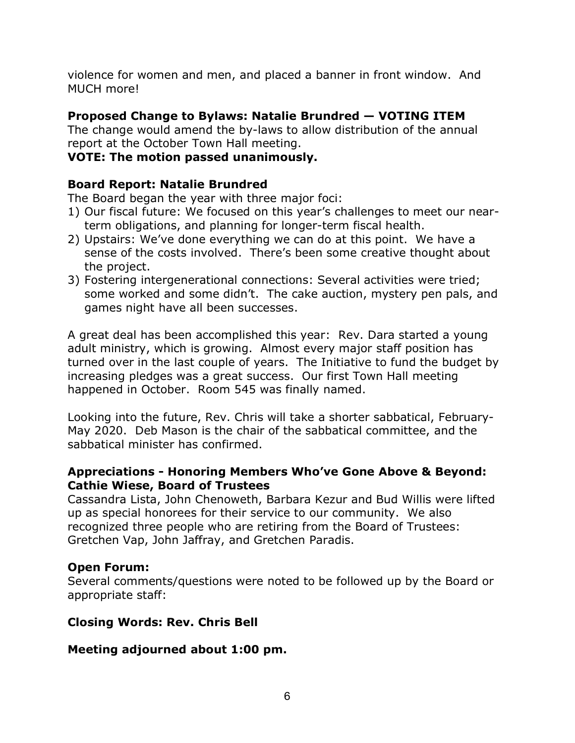violence for women and men, and placed a banner in front window. And MUCH more!

**Proposed Change to Bylaws: Natalie Brundred — VOTING ITEM**

The change would amend the by-laws to allow distribution of the annual report at the October Town Hall meeting.

**VOTE: The motion passed unanimously.**

**Board Report: Natalie Brundred**

The Board began the year with three major foci:

1) Our fiscal future: We focused on this year's challenges to meet our near-term obligations, and planning for longer-term fiscal health.
2) Upstairs: We've done everything we can do at this point. We have a sense of the costs involved. There's been some creative thought about the project.
3) Fostering intergenerational connections: Several activities were tried; some worked and some didn't. The cake auction, mystery pen pals, and games night have all been successes.

A great deal has been accomplished this year: Rev. Dara started a young adult ministry, which is growing. Almost every major staff position has turned over in the last couple of years. The Initiative to fund the budget by increasing pledges was a great success. Our first Town Hall meeting happened in October. Room 545 was finally named.

Looking into the future, Rev. Chris will take a shorter sabbatical, February-May 2020. Deb Mason is the chair of the sabbatical committee, and the sabbatical minister has confirmed.

**Appreciations - Honoring Members Who've Gone Above & Beyond: Cathie Wiese, Board of Trustees**

Cassandra Lista, John Chenoweth, Barbara Kezur and Bud Willis were lifted up as special honorees for their service to our community. We also recognized three people who are retiring from the Board of Trustees: Gretchen Vap, John Jaffray, and Gretchen Paradis.

**Open Forum:**

Several comments/questions were noted to be followed up by the Board or appropriate staff:

**Closing Words: Rev. Chris Bell**

**Meeting adjourned about 1:00 pm.**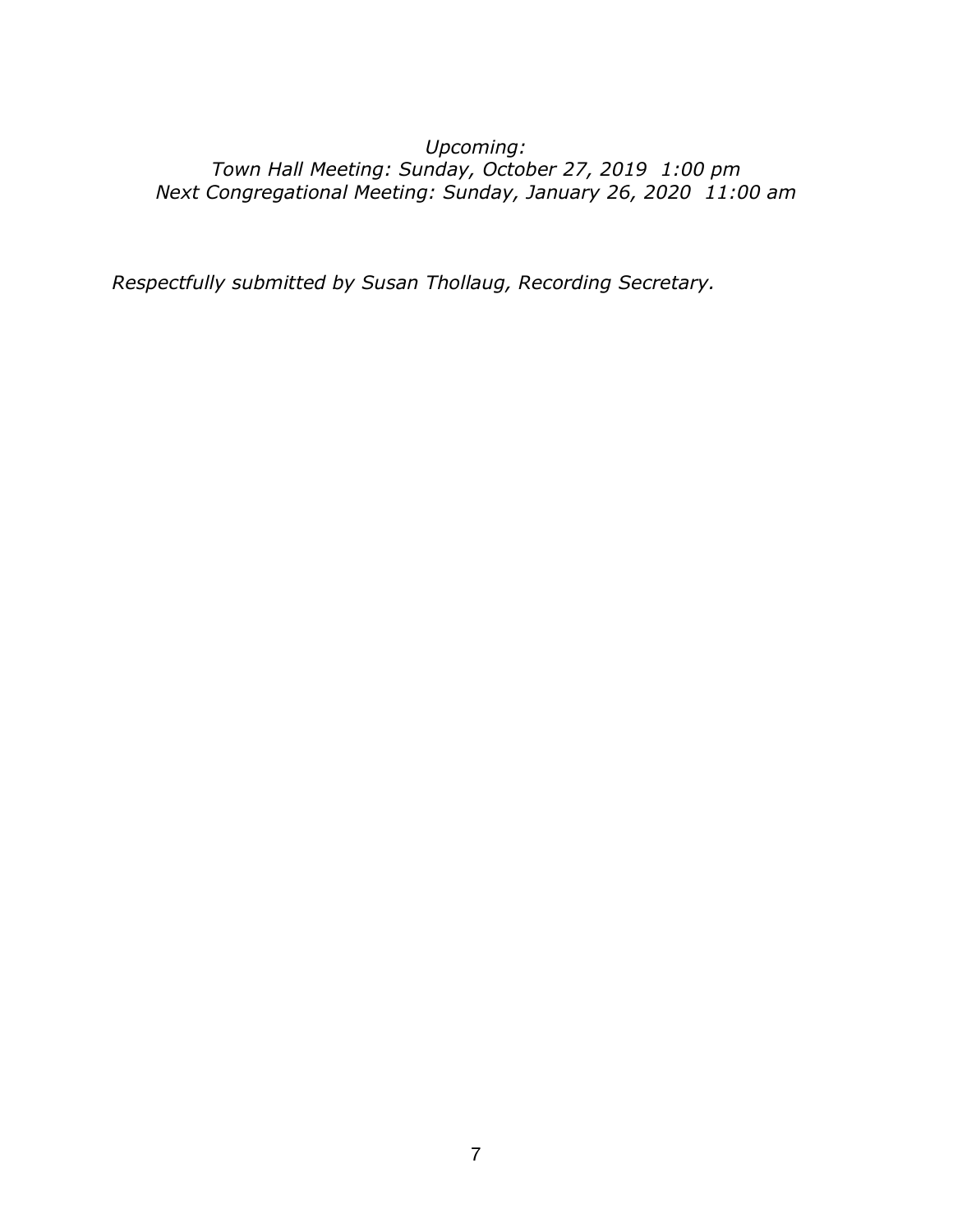*Upcoming:*
*Town Hall Meeting: Sunday, October 27, 2019  1:00 pm*
*Next Congregational Meeting: Sunday, January 26, 2020  11:00 am*

*Respectfully submitted by Susan Thollaug, Recording Secretary.*